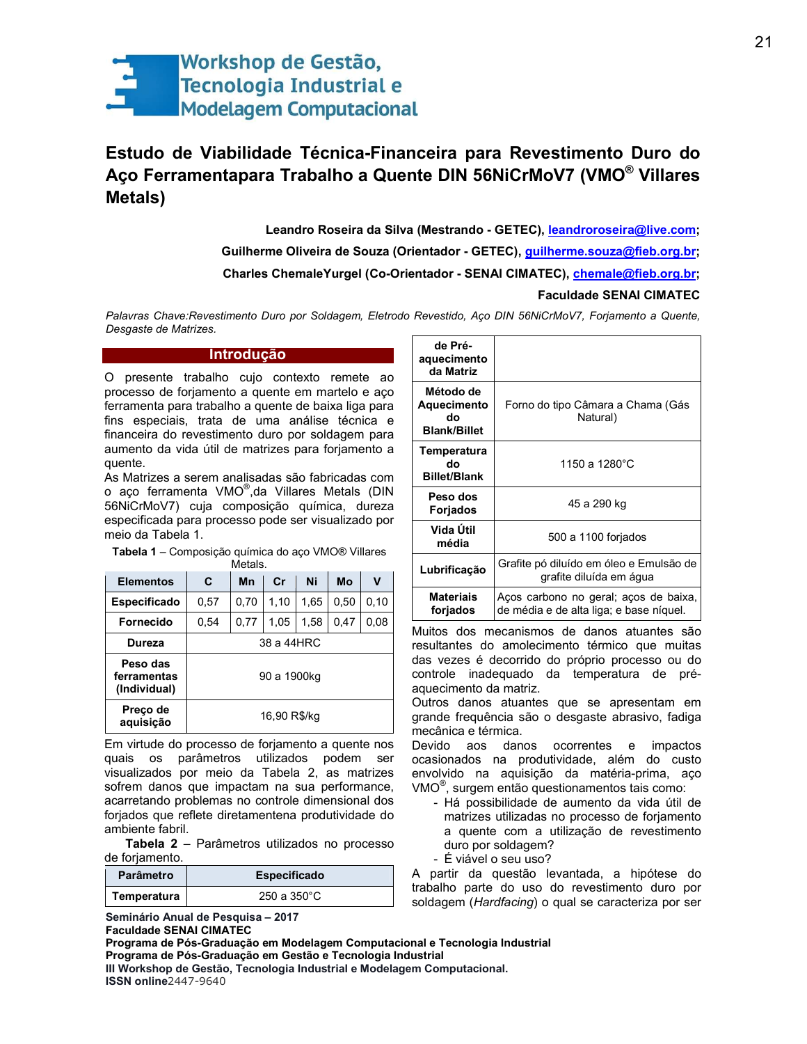# Estudo de Viabilidade Técnica-Financeira para Revestimento Duro do Aço Ferramentapara Trabalho a Quente DIN 56NiCrMoV7 (VMO® Villares Metals)

**Leandro Roseira da Silva (Mestrando - GETEC), leandroroseira@live.com;**

**Guilherme Oliveira de Souza (Orientador - GETEC), guilherme.souza@fieb.org.br;**

**Charles ChemaleYurgel (Co-Orientador - SENAI CIMATEC), chemale@fieb.org.br;**

**Faculdade SENAI CIMATEC**

*Palavras Chave:Revestimento Duro por Soldagem, Eletrodo Revestido, Aço DIN 56NiCrMoV7, Forjamento a Quente, Desgaste de Matrizes.*

## Introdução

O presente trabalho cujo contexto remete ao processo de forjamento a quente em martelo e aço ferramenta para trabalho a quente de baixa liga para fins especiais, trata de uma análise técnica e financeira do revestimento duro por soldagem para aumento da vida útil de matrizes para forjamento a quente.

As Matrizes a serem analisadas são fabricadas com o aço ferramenta VMO®,da Villares Metals (DIN 56NiCrMoV7) cuja composição química, dureza especificada para processo pode ser visualizado por meio da Tabela 1.

**Tabela 1** – Composição química do aço VMO® Villares Metals.

| Elementos | C | Mn | Cr | Ni | Mo | V |
|---|---|---|---|---|---|---|
| **Especificado** | 0,57 | 0,70 | 1,10 | 1,65 | 0,50 | 0,10 |
| **Fornecido** | 0,54 | 0,77 | 1,05 | 1,58 | 0,47 | 0,08 |
| **Dureza** | 38 a 44HRC | | | | | |
| **Peso das ferramentas (Individual)** | 90 a 1900kg | | | | | |
| **Preço de aquisição** | 16,90 R$/kg | | | | | |

Em virtude do processo de forjamento a quente nos quais os parâmetros utilizados podem ser visualizados por meio da Tabela 2, as matrizes sofrem danos que impactam na sua performance, acarretando problemas no controle dimensional dos forjados que reflete diretamentena produtividade do ambiente fabril.

**Tabela 2** – Parâmetros utilizados no processo de forjamento.

| Parâmetro | Especificado |
|---|---|
| **Temperatura de Pré-aquecimento da Matriz** | 250 a 350°C |
| **Método de Aquecimento do Blank/Billet** | Forno do tipo Câmara a Chama (Gás Natural) |
| **Temperatura do Billet/Blank** | 1150 a 1280°C |
| **Peso dos Forjados** | 45 a 290 kg |
| **Vida Útil média** | 500 a 1100 forjados |
| **Lubrificação** | Grafite pó diluído em óleo e Emulsão de grafite diluída em água |
| **Materiais forjados** | Aços carbono no geral; aços de baixa, de média e de alta liga; e base níquel. |

Muitos dos mecanismos de danos atuantes são resultantes do amolecimento térmico que muitas das vezes é decorrido do próprio processo ou do controle inadequado da temperatura de pré-aquecimento da matriz.

Outros danos atuantes que se apresentam em grande frequência são o desgaste abrasivo, fadiga mecânica e térmica.

Devido aos danos ocorrentes e impactos ocasionados na produtividade, além do custo envolvido na aquisição da matéria-prima, aço VMO®, surgem então questionamentos tais como:

- Há possibilidade de aumento da vida útil de matrizes utilizadas no processo de forjamento a quente com a utilização de revestimento duro por soldagem?
- É viável o seu uso?

A partir da questão levantada, a hipótese do trabalho parte do uso do revestimento duro por soldagem (*Hardfacing*) o qual se caracteriza por ser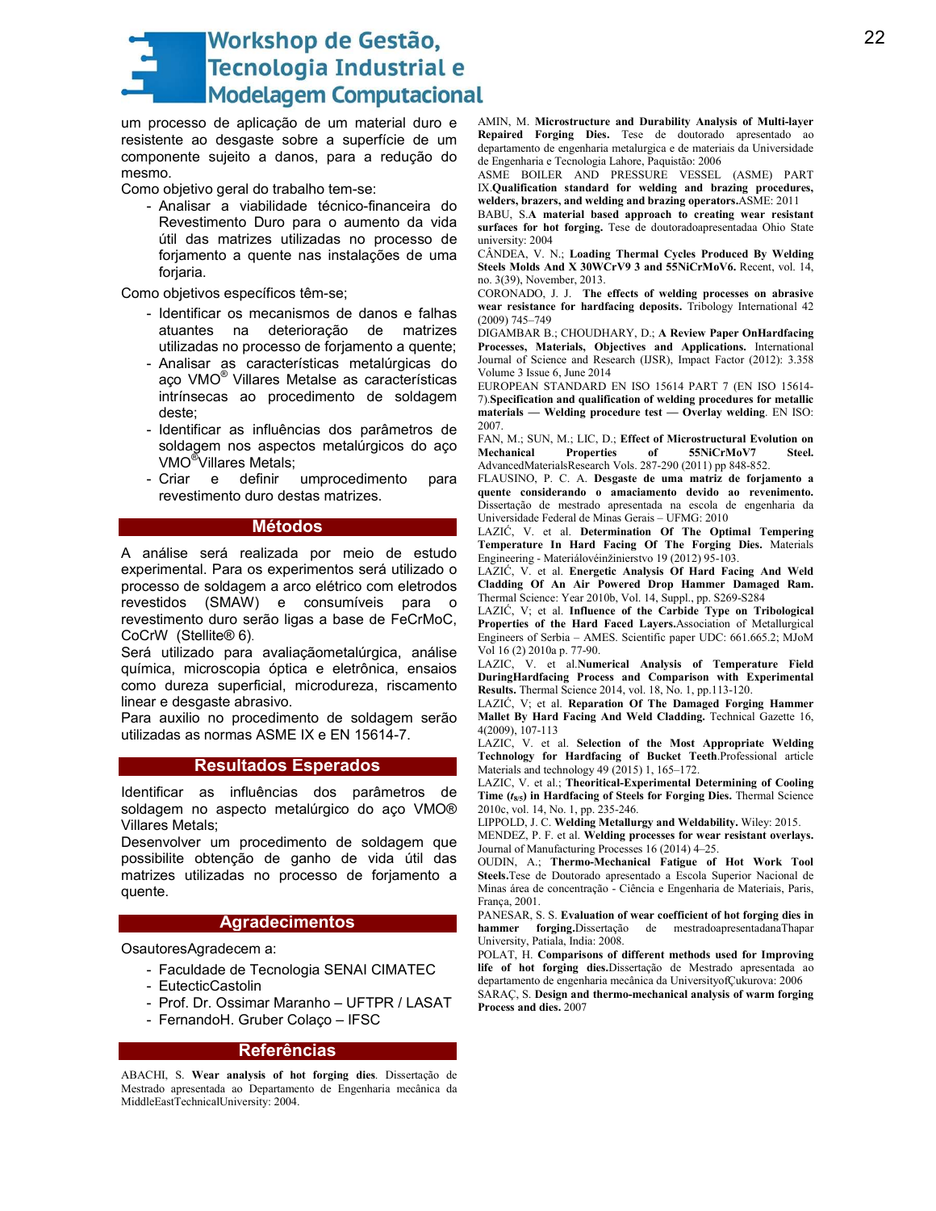um processo de aplicação de um material duro e resistente ao desgaste sobre a superfície de um componente sujeito a danos, para a redução do mesmo.

Como objetivo geral do trabalho tem-se:

- Analisar a viabilidade técnico-financeira do Revestimento Duro para o aumento da vida útil das matrizes utilizadas no processo de forjamento a quente nas instalações de uma forjaria.

Como objetivos específicos têm-se;

- Identificar os mecanismos de danos e falhas atuantes na deterioração de matrizes utilizadas no processo de forjamento a quente;
- Analisar as características metalúrgicas do aço VMO® Villares Metalse as características intrínsecas ao procedimento de soldagem deste;
- Identificar as influências dos parâmetros de soldagem nos aspectos metalúrgicos do aço VMO®Villares Metals;
- Criar e definir umprocedimento para revestimento duro destas matrizes.

## Métodos

A análise será realizada por meio de estudo experimental. Para os experimentos será utilizado o processo de soldagem a arco elétrico com eletrodos revestidos (SMAW) e consumíveis para o revestimento duro serão ligas a base de FeCrMoC, CoCrW (Stellite® 6).

Será utilizado para avaliaçãometalúrgica, análise química, microscopia óptica e eletrônica, ensaios como dureza superficial, microdureza, riscamento linear e desgaste abrasivo.

Para auxilio no procedimento de soldagem serão utilizadas as normas ASME IX e EN 15614-7.

## Resultados Esperados

Identificar as influências dos parâmetros de soldagem no aspecto metalúrgico do aço VMO® Villares Metals;

Desenvolver um procedimento de soldagem que possibilite obtenção de ganho de vida útil das matrizes utilizadas no processo de forjamento a quente.

## Agradecimentos

OsautoresAgradecem a:

- Faculdade de Tecnologia SENAI CIMATEC
- EutecticCastolin
- Prof. Dr. Ossimar Maranho – UFTPR / LASAT
- FernandoH. Gruber Colaço – IFSC

## Referências

ABACHI, S. **Wear analysis of hot forging dies**. Dissertação de Mestrado apresentada ao Departamento de Engenharia mecânica da MiddleEastTechnicalUniversity: 2004.

AMIN, M. **Microstructure and Durability Analysis of Multi-layer Repaired Forging Dies.** Tese de doutorado apresentado ao departamento de engenharia metalurgica e de materiais da Universidade de Engenharia e Tecnologia Lahore, Paquistão: 2006

ASME BOILER AND PRESSURE VESSEL (ASME) PART IX.**Qualification standard for welding and brazing procedures, welders, brazers, and welding and brazing operators.**ASME: 2011

BABU, S.**A material based approach to creating wear resistant surfaces for hot forging.** Tese de doutoradoapresentadaa Ohio State university: 2004

CÂNDEA, V. N.; **Loading Thermal Cycles Produced By Welding Steels Molds And X 30WCrV9 3 and 55NiCrMoV6.** Recent, vol. 14, no. 3(39), November, 2013.

CORONADO, J. J. **The effects of welding processes on abrasive wear resistance for hardfacing deposits.** Tribology International 42 (2009) 745–749

DIGAMBAR B.; CHOUDHARY, D.; **A Review Paper OnHardfacing Processes, Materials, Objectives and Applications.** International Journal of Science and Research (IJSR), Impact Factor (2012): 3.358 Volume 3 Issue 6, June 2014

EUROPEAN STANDARD EN ISO 15614 PART 7 (EN ISO 15614-7).**Specification and qualification of welding procedures for metallic materials — Welding procedure test — Overlay welding**. EN ISO: 2007.

FAN, M.; SUN, M.; LIC, D.; **Effect of Microstructural Evolution on Mechanical Properties of 55NiCrMoV7 Steel.** AdvancedMaterialsResearch Vols. 287-290 (2011) pp 848-852.

FLAUSINO, P. C. A. **Desgaste de uma matriz de forjamento a quente considerando o amaciamento devido ao revenimento.** Dissertação de mestrado apresentada na escola de engenharia da Universidade Federal de Minas Gerais – UFMG: 2010

LAZIĆ, V. et al. **Determination Of The Optimal Tempering Temperature In Hard Facing Of The Forging Dies.** Materials Engineering - Materiálovéinžinierstvo 19 (2012) 95-103.

LAZIĆ, V. et al. **Energetic Analysis Of Hard Facing And Weld Cladding Of An Air Powered Drop Hammer Damaged Ram.** Thermal Science: Year 2010b, Vol. 14, Suppl., pp. S269-S284

LAZIĆ, V; et al. **Influence of the Carbide Type on Tribological Properties of the Hard Faced Layers.**Association of Metallurgical Engineers of Serbia – AMES. Scientific paper UDC: 661.665.2; MJoM Vol 16 (2) 2010a p. 77-90.

LAZIC, V. et al.**Numerical Analysis of Temperature Field DuringHardfacing Process and Comparison with Experimental Results.** Thermal Science 2014, vol. 18, No. 1, pp.113-120.

LAZIĆ, V; et al. **Reparation Of The Damaged Forging Hammer Mallet By Hard Facing And Weld Cladding.** Technical Gazette 16, 4(2009), 107-113

LAZIC, V. et al. **Selection of the Most Appropriate Welding Technology for Hardfacing of Bucket Teeth**.Professional article Materials and technology 49 (2015) 1, 165–172.

LAZIC, V. et al.; **Theoritical-Experimental Determining of Cooling Time ($t_{8/5}$) in Hardfacing of Steels for Forging Dies.** Thermal Science 2010c, vol. 14, No. 1, pp. 235-246.

LIPPOLD, J. C. **Welding Metallurgy and Weldability.** Wiley: 2015.

MENDEZ, P. F. et al. **Welding processes for wear resistant overlays.** Journal of Manufacturing Processes 16 (2014) 4–25.

OUDIN, A.; **Thermo-Mechanical Fatigue of Hot Work Tool Steels.**Tese de Doutorado apresentado a Escola Superior Nacional de Minas área de concentração - Ciência e Engenharia de Materiais, Paris, França, 2001.

PANESAR, S. S. **Evaluation of wear coefficient of hot forging dies in hammer forging.**Dissertação de mestradoapresentadanaThapar University, Patiala, India: 2008.

POLAT, H. **Comparisons of different methods used for Improving life of hot forging dies.**Dissertação de Mestrado apresentada ao departamento de engenharia mecânica da UniversityofÇukurova: 2006

SARAÇ, S. **Design and thermo-mechanical analysis of warm forging Process and dies.** 2007